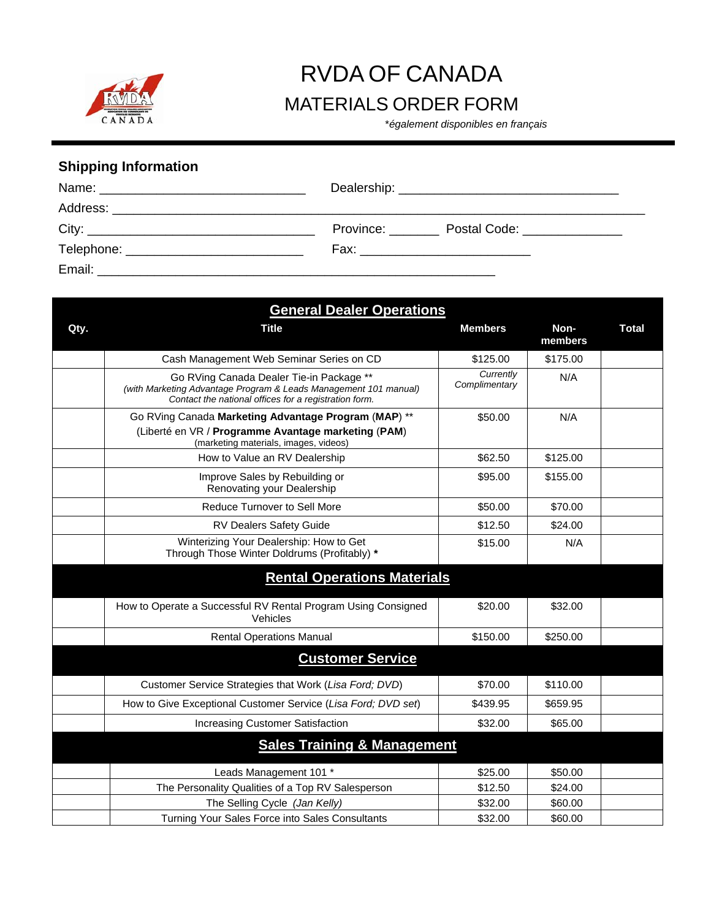# RVDA OF CANADA

## MATERIALS ORDER FORM

*\*également disponibles en français*

### Shipping Information

Name: ____________________________ Dealership: ______________________________

Address: _________________________________________________________________

City: _______________________________ Province: _______ Postal Code: _____________

Telephone: ________________________ Fax: _______________________

Email: ______________________________________________________

| Qty. | Title | Members | Non-members | Total |
|---|---|---|---|---|
| | **General Dealer Operations** | | | |
| | Cash Management Web Seminar Series on CD | $125.00 | $175.00 | |
| | Go RVing Canada Dealer Tie-in Package ** *(with Marketing Advantage Program & Leads Management 101 manual) Contact the national offices for a registration form.* | *Currently Complimentary* | N/A | |
| | Go RVing Canada **Marketing Advantage Program** (**MAP**) ** (Liberté en VR / **Programme Avantage marketing** (**PAM**) (marketing materials, images, videos) | $50.00 | N/A | |
| | How to Value an RV Dealership | $62.50 | $125.00 | |
| | Improve Sales by Rebuilding or Renovating your Dealership | $95.00 | $155.00 | |
| | Reduce Turnover to Sell More | $50.00 | $70.00 | |
| | RV Dealers Safety Guide | $12.50 | $24.00 | |
| | Winterizing Your Dealership: How to Get Through Those Winter Doldrums (Profitably) **\*** | $15.00 | N/A | |
| | **Rental Operations Materials** | | | |
| | How to Operate a Successful RV Rental Program Using Consigned Vehicles | $20.00 | $32.00 | |
| | Rental Operations Manual | $150.00 | $250.00 | |
| | **Customer Service** | | | |
| | Customer Service Strategies that Work (*Lisa Ford; DVD*) | $70.00 | $110.00 | |
| | How to Give Exceptional Customer Service (*Lisa Ford; DVD set*) | $439.95 | $659.95 | |
| | Increasing Customer Satisfaction | $32.00 | $65.00 | |
| | **Sales Training & Management** | | | |
| | Leads Management 101 * | $25.00 | $50.00 | |
| | The Personality Qualities of a Top RV Salesperson | $12.50 | $24.00 | |
| | The Selling Cycle *(Jan Kelly)* | $32.00 | $60.00 | |
| | Turning Your Sales Force into Sales Consultants | $32.00 | $60.00 | |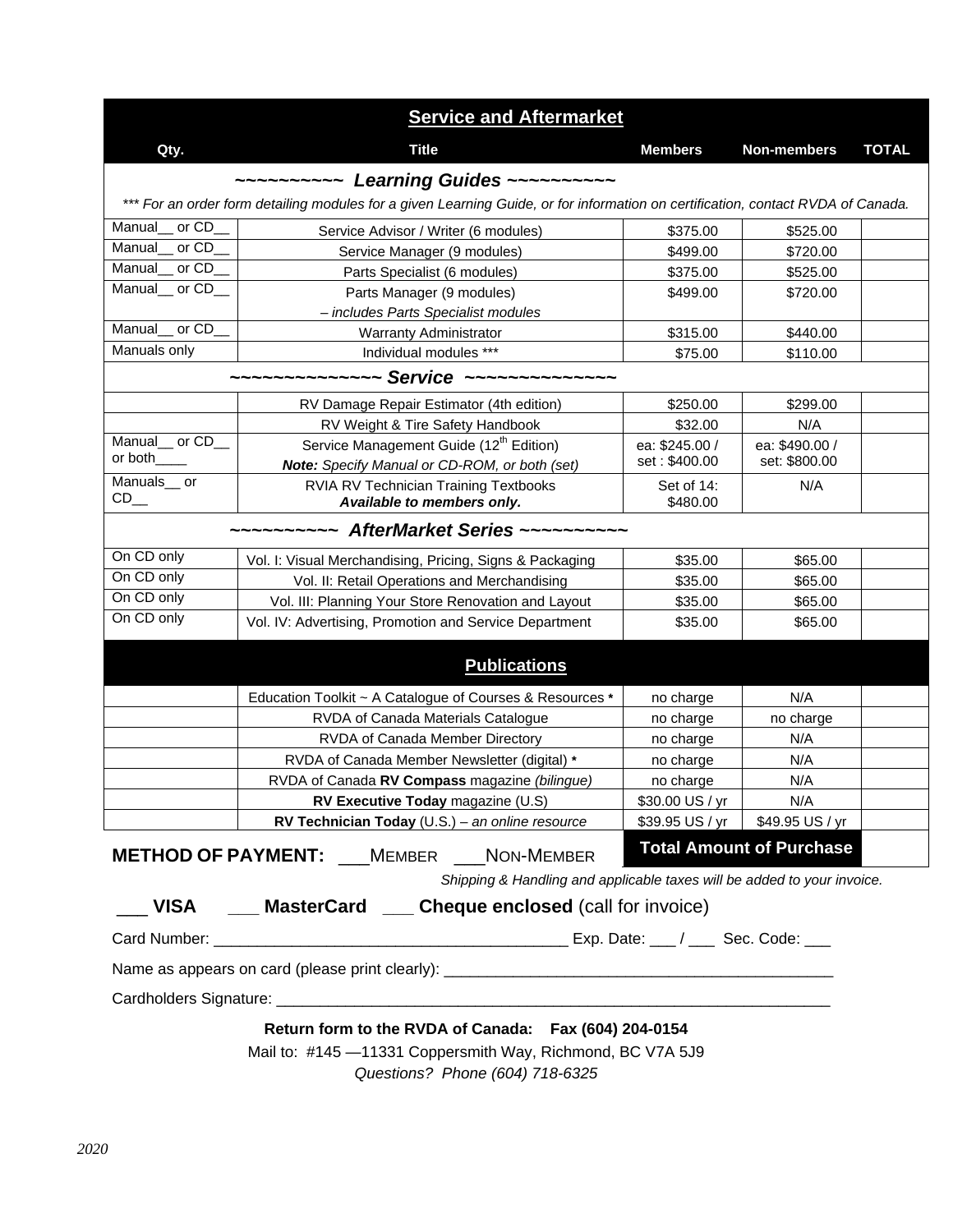## Service and Aftermarket

| Qty. | Title | Members | Non-members | TOTAL |
|---|---|---|---|---|
| | **~~~~~~~~~~ *Learning Guides* ~~~~~~~~~~** | | | |
| | *** For an order form detailing modules for a given Learning Guide, or for information on certification, contact RVDA of Canada.* | | | |
| Manual__ or CD__ | Service Advisor / Writer (6 modules) | $375.00 | $525.00 | |
| Manual__ or CD__ | Service Manager (9 modules) | $499.00 | $720.00 | |
| Manual__ or CD__ | Parts Specialist (6 modules) | $375.00 | $525.00 | |
| Manual__ or CD__ | Parts Manager (9 modules) *– includes Parts Specialist modules* | $499.00 | $720.00 | |
| Manual__ or CD__ | Warranty Administrator | $315.00 | $440.00 | |
| Manuals only | Individual modules *** | $75.00 | $110.00 | |
| | **~~~~~~~~~~~~~~ *Service* ~~~~~~~~~~~~~~** | | | |
| | RV Damage Repair Estimator (4th edition) | $250.00 | $299.00 | |
| | RV Weight & Tire Safety Handbook | $32.00 | N/A | |
| Manual__ or CD__ or both____ | Service Management Guide (12th Edition) ***Note:** Specify Manual or CD-ROM, or both (set)* | ea: $245.00 / set : $400.00 | ea: $490.00 / set: $800.00 | |
| Manuals__ or CD__ | RVIA RV Technician Training Textbooks ***Available to members only.*** | Set of 14: $480.00 | N/A | |
| | **~~~~~~~~~~ *AfterMarket Series* ~~~~~~~~~~** | | | |
| On CD only | Vol. I: Visual Merchandising, Pricing, Signs & Packaging | $35.00 | $65.00 | |
| On CD only | Vol. II: Retail Operations and Merchandising | $35.00 | $65.00 | |
| On CD only | Vol. III: Planning Your Store Renovation and Layout | $35.00 | $65.00 | |
| On CD only | Vol. IV: Advertising, Promotion and Service Department | $35.00 | $65.00 | |

## Publications

| Qty. | Title | Members | Non-members | TOTAL |
|---|---|---|---|---|
| | Education Toolkit ~ A Catalogue of Courses & Resources * | no charge | N/A | |
| | RVDA of Canada Materials Catalogue | no charge | no charge | |
| | RVDA of Canada Member Directory | no charge | N/A | |
| | RVDA of Canada Member Newsletter (digital) * | no charge | N/A | |
| | RVDA of Canada **RV Compass** magazine *(bilingue)* | no charge | N/A | |
| | **RV Executive Today** magazine (U.S) | $30.00 US / yr | N/A | |
| | **RV Technician Today** (U.S.) – *an online resource* | $39.95 US / yr | $49.95 US / yr | |
| | | | **Total Amount of Purchase** | |

**METHOD OF PAYMENT:** ___MEMBER ___NON-MEMBER

*Shipping & Handling and applicable taxes will be added to your invoice.*

___ **VISA** ___ **MasterCard** ___ **Cheque enclosed** (call for invoice)

Card Number: ________________________________________ Exp. Date: ___ / ___ Sec. Code: ___

Name as appears on card (please print clearly): ____________________________________________

Cardholders Signature: _________________________________________________________________

**Return form to the RVDA of Canada: Fax (604) 204-0154**

Mail to: #145 —11331 Coppersmith Way, Richmond, BC V7A 5J9

*Questions? Phone (604) 718-6325*

*2020*